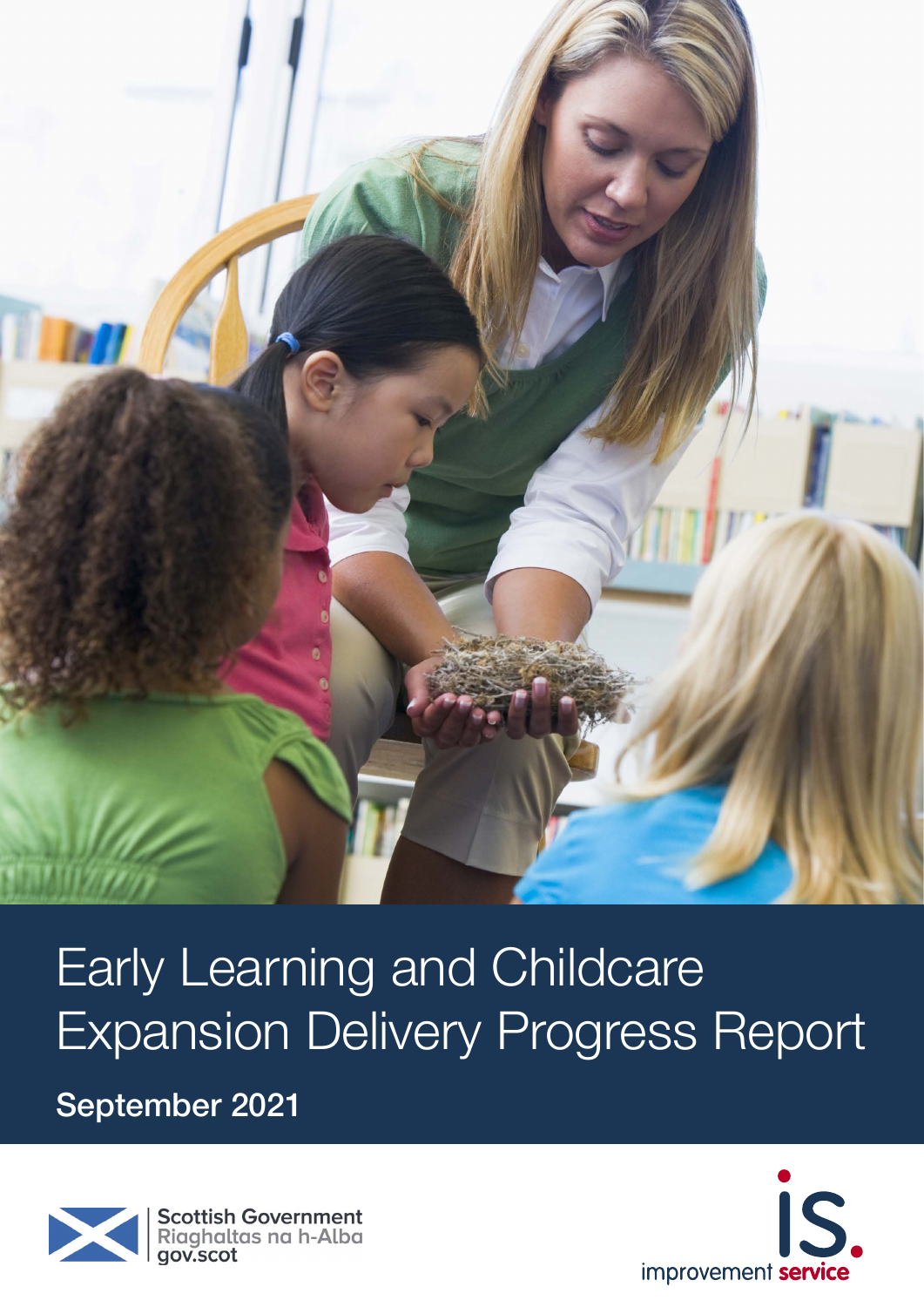# Early Learning and Childcare Expansion Delivery Progress Report

**September 2021**

Scottish Government
Riaghaltas na h-Alba
gov.scot

improvement service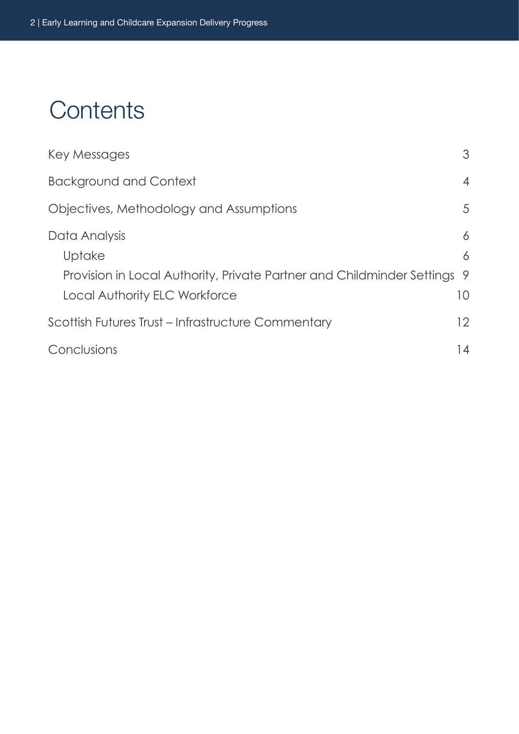# Contents

| | |
|---|---|
| Key Messages | 3 |
| Background and Context | 4 |
| Objectives, Methodology and Assumptions | 5 |
| Data Analysis | 6 |
| Uptake | 6 |
| Provision in Local Authority, Private Partner and Childminder Settings | 9 |
| Local Authority ELC Workforce | 10 |
| Scottish Futures Trust – Infrastructure Commentary | 12 |
| Conclusions | 14 |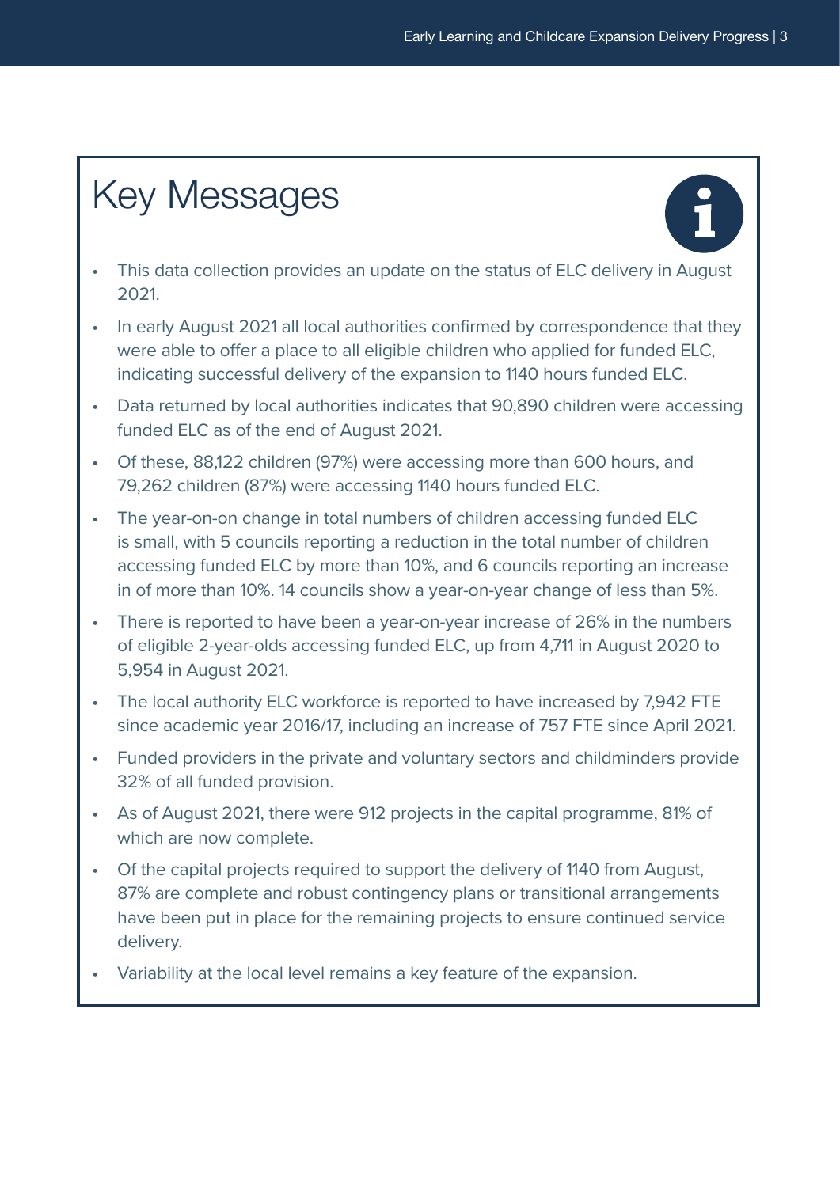# Key Messages

- This data collection provides an update on the status of ELC delivery in August 2021.
- In early August 2021 all local authorities confirmed by correspondence that they were able to offer a place to all eligible children who applied for funded ELC, indicating successful delivery of the expansion to 1140 hours funded ELC.
- Data returned by local authorities indicates that 90,890 children were accessing funded ELC as of the end of August 2021.
- Of these, 88,122 children (97%) were accessing more than 600 hours, and 79,262 children (87%) were accessing 1140 hours funded ELC.
- The year-on-on change in total numbers of children accessing funded ELC is small, with 5 councils reporting a reduction in the total number of children accessing funded ELC by more than 10%, and 6 councils reporting an increase in of more than 10%. 14 councils show a year-on-year change of less than 5%.
- There is reported to have been a year-on-year increase of 26% in the numbers of eligible 2-year-olds accessing funded ELC, up from 4,711 in August 2020 to 5,954 in August 2021.
- The local authority ELC workforce is reported to have increased by 7,942 FTE since academic year 2016/17, including an increase of 757 FTE since April 2021.
- Funded providers in the private and voluntary sectors and childminders provide 32% of all funded provision.
- As of August 2021, there were 912 projects in the capital programme, 81% of which are now complete.
- Of the capital projects required to support the delivery of 1140 from August, 87% are complete and robust contingency plans or transitional arrangements have been put in place for the remaining projects to ensure continued service delivery.
- Variability at the local level remains a key feature of the expansion.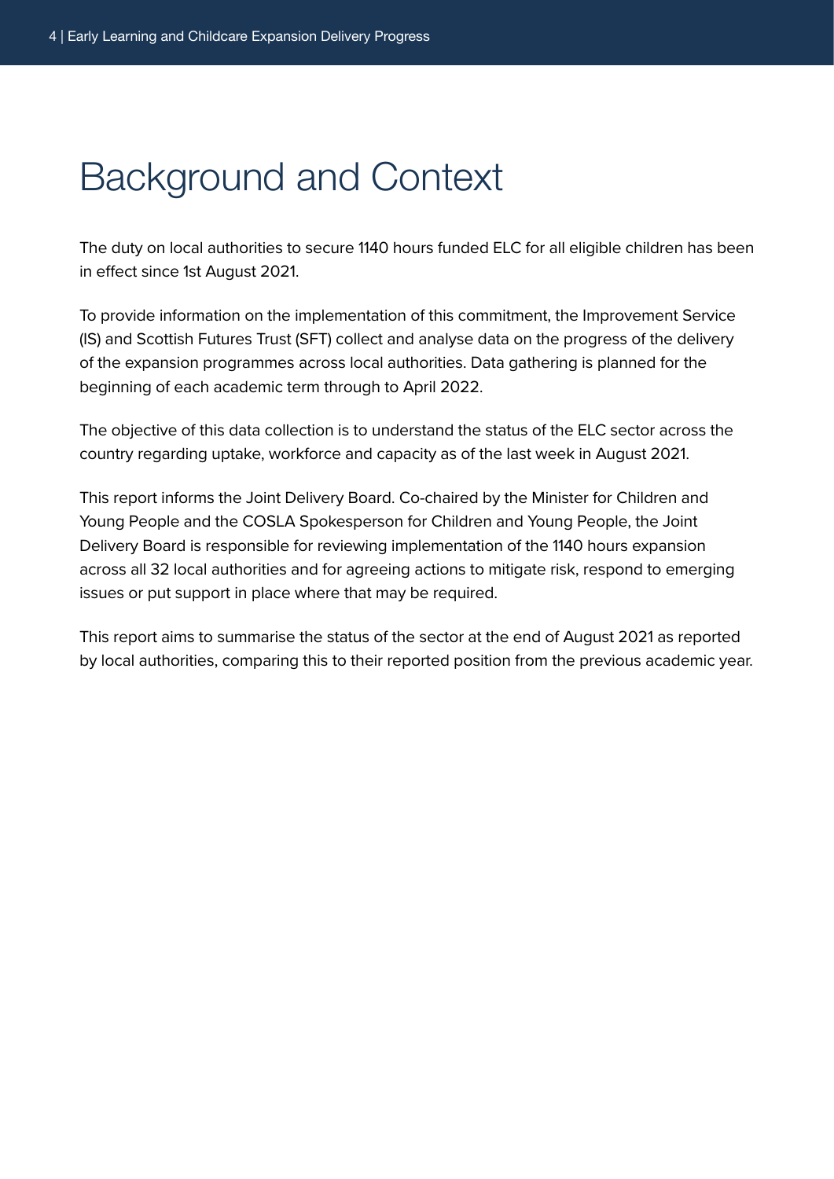# Background and Context

The duty on local authorities to secure 1140 hours funded ELC for all eligible children has been in effect since 1st August 2021.

To provide information on the implementation of this commitment, the Improvement Service (IS) and Scottish Futures Trust (SFT) collect and analyse data on the progress of the delivery of the expansion programmes across local authorities. Data gathering is planned for the beginning of each academic term through to April 2022.

The objective of this data collection is to understand the status of the ELC sector across the country regarding uptake, workforce and capacity as of the last week in August 2021.

This report informs the Joint Delivery Board. Co-chaired by the Minister for Children and Young People and the COSLA Spokesperson for Children and Young People, the Joint Delivery Board is responsible for reviewing implementation of the 1140 hours expansion across all 32 local authorities and for agreeing actions to mitigate risk, respond to emerging issues or put support in place where that may be required.

This report aims to summarise the status of the sector at the end of August 2021 as reported by local authorities, comparing this to their reported position from the previous academic year.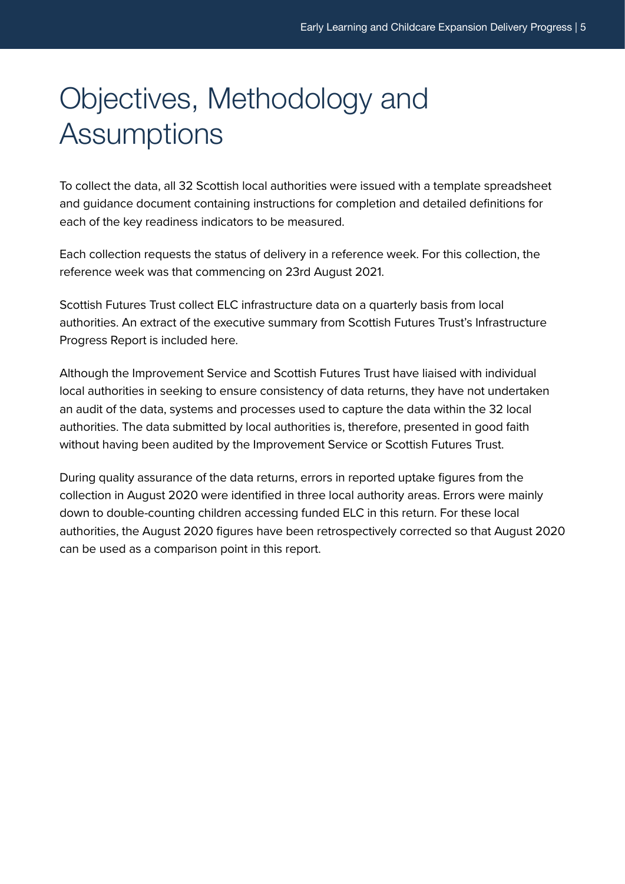# Objectives, Methodology and Assumptions

To collect the data, all 32 Scottish local authorities were issued with a template spreadsheet and guidance document containing instructions for completion and detailed definitions for each of the key readiness indicators to be measured.

Each collection requests the status of delivery in a reference week. For this collection, the reference week was that commencing on 23rd August 2021.

Scottish Futures Trust collect ELC infrastructure data on a quarterly basis from local authorities. An extract of the executive summary from Scottish Futures Trust's Infrastructure Progress Report is included here.

Although the Improvement Service and Scottish Futures Trust have liaised with individual local authorities in seeking to ensure consistency of data returns, they have not undertaken an audit of the data, systems and processes used to capture the data within the 32 local authorities. The data submitted by local authorities is, therefore, presented in good faith without having been audited by the Improvement Service or Scottish Futures Trust.

During quality assurance of the data returns, errors in reported uptake figures from the collection in August 2020 were identified in three local authority areas. Errors were mainly down to double-counting children accessing funded ELC in this return. For these local authorities, the August 2020 figures have been retrospectively corrected so that August 2020 can be used as a comparison point in this report.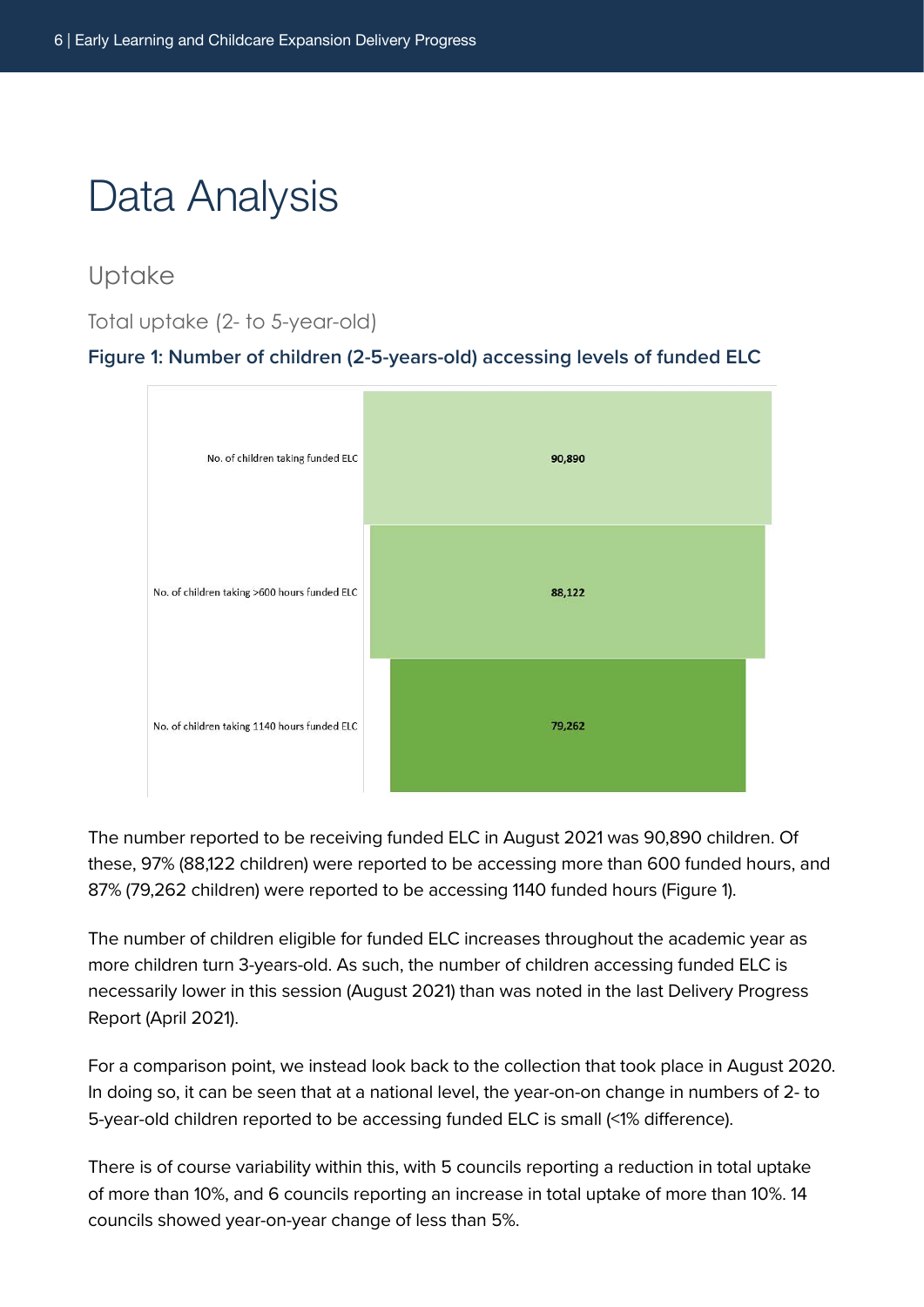# Data Analysis

## Uptake

### Total uptake (2- to 5-year-old)

**Figure 1: Number of children (2-5-years-old) accessing levels of funded ELC**

| | |
|---|---|
| No. of children taking funded ELC | 90,890 |
| No. of children taking >600 hours funded ELC | 88,122 |
| No. of children taking 1140 hours funded ELC | 79,262 |

The number reported to be receiving funded ELC in August 2021 was 90,890 children. Of these, 97% (88,122 children) were reported to be accessing more than 600 funded hours, and 87% (79,262 children) were reported to be accessing 1140 funded hours (Figure 1).

The number of children eligible for funded ELC increases throughout the academic year as more children turn 3-years-old. As such, the number of children accessing funded ELC is necessarily lower in this session (August 2021) than was noted in the last Delivery Progress Report (April 2021).

For a comparison point, we instead look back to the collection that took place in August 2020. In doing so, it can be seen that at a national level, the year-on-on change in numbers of 2- to 5-year-old children reported to be accessing funded ELC is small (<1% difference).

There is of course variability within this, with 5 councils reporting a reduction in total uptake of more than 10%, and 6 councils reporting an increase in total uptake of more than 10%. 14 councils showed year-on-year change of less than 5%.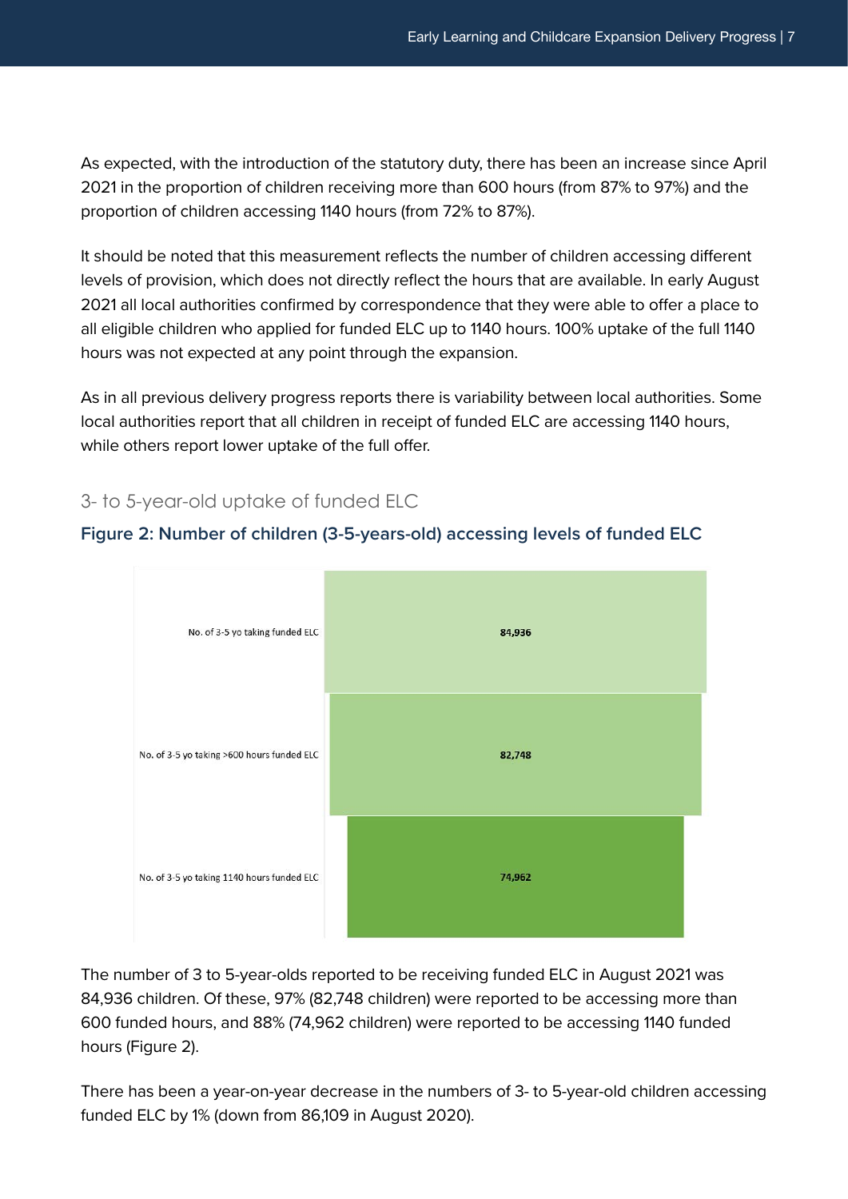As expected, with the introduction of the statutory duty, there has been an increase since April 2021 in the proportion of children receiving more than 600 hours (from 87% to 97%) and the proportion of children accessing 1140 hours (from 72% to 87%).

It should be noted that this measurement reflects the number of children accessing different levels of provision, which does not directly reflect the hours that are available. In early August 2021 all local authorities confirmed by correspondence that they were able to offer a place to all eligible children who applied for funded ELC up to 1140 hours. 100% uptake of the full 1140 hours was not expected at any point through the expansion.

As in all previous delivery progress reports there is variability between local authorities. Some local authorities report that all children in receipt of funded ELC are accessing 1140 hours, while others report lower uptake of the full offer.

## 3- to 5-year-old uptake of funded ELC

**Figure 2: Number of children (3-5-years-old) accessing levels of funded ELC**

| | |
|---|---|
| No. of 3-5 yo taking funded ELC | 84,936 |
| No. of 3-5 yo taking >600 hours funded ELC | 82,748 |
| No. of 3-5 yo taking 1140 hours funded ELC | 74,962 |

The number of 3 to 5-year-olds reported to be receiving funded ELC in August 2021 was 84,936 children. Of these, 97% (82,748 children) were reported to be accessing more than 600 funded hours, and 88% (74,962 children) were reported to be accessing 1140 funded hours (Figure 2).

There has been a year-on-year decrease in the numbers of 3- to 5-year-old children accessing funded ELC by 1% (down from 86,109 in August 2020).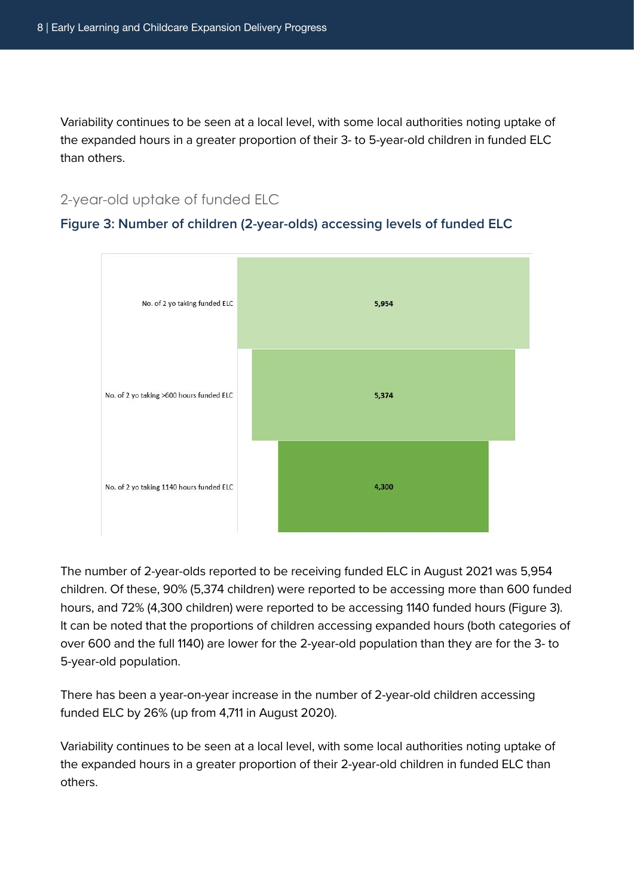Variability continues to be seen at a local level, with some local authorities noting uptake of the expanded hours in a greater proportion of their 3- to 5-year-old children in funded ELC than others.

## 2-year-old uptake of funded ELC

**Figure 3: Number of children (2-year-olds) accessing levels of funded ELC**

| | |
|---|---|
| No. of 2 yo taking funded ELC | 5,954 |
| No. of 2 yo taking >600 hours funded ELC | 5,374 |
| No. of 2 yo taking 1140 hours funded ELC | 4,300 |

The number of 2-year-olds reported to be receiving funded ELC in August 2021 was 5,954 children. Of these, 90% (5,374 children) were reported to be accessing more than 600 funded hours, and 72% (4,300 children) were reported to be accessing 1140 funded hours (Figure 3). It can be noted that the proportions of children accessing expanded hours (both categories of over 600 and the full 1140) are lower for the 2-year-old population than they are for the 3- to 5-year-old population.

There has been a year-on-year increase in the number of 2-year-old children accessing funded ELC by 26% (up from 4,711 in August 2020).

Variability continues to be seen at a local level, with some local authorities noting uptake of the expanded hours in a greater proportion of their 2-year-old children in funded ELC than others.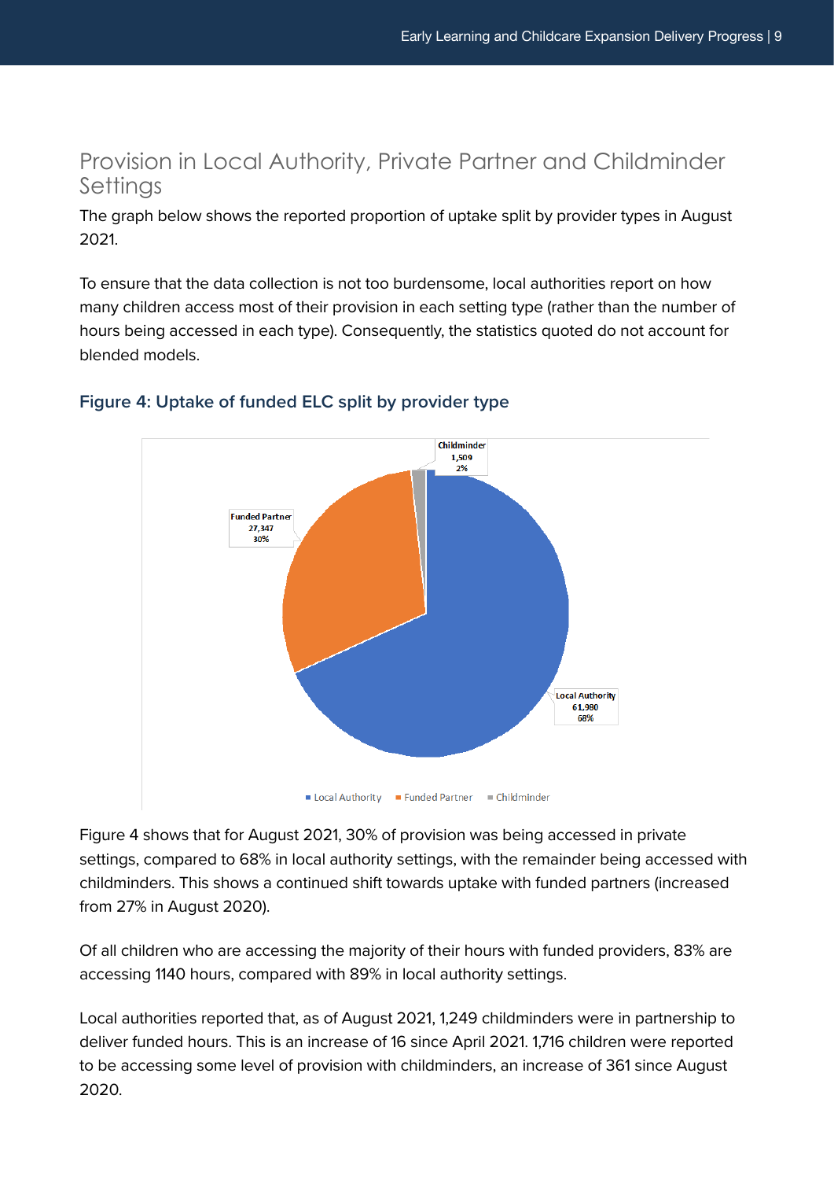## Provision in Local Authority, Private Partner and Childminder Settings

The graph below shows the reported proportion of uptake split by provider types in August 2021.

To ensure that the data collection is not too burdensome, local authorities report on how many children access most of their provision in each setting type (rather than the number of hours being accessed in each type). Consequently, the statistics quoted do not account for blended models.

### Figure 4: Uptake of funded ELC split by provider type

Childminder
1,509
2%

Funded Partner
27,347
30%

Local Authority
61,980
68%

■ Local Authority ■ Funded Partner ■ Childminder

Figure 4 shows that for August 2021, 30% of provision was being accessed in private settings, compared to 68% in local authority settings, with the remainder being accessed with childminders. This shows a continued shift towards uptake with funded partners (increased from 27% in August 2020).

Of all children who are accessing the majority of their hours with funded providers, 83% are accessing 1140 hours, compared with 89% in local authority settings.

Local authorities reported that, as of August 2021, 1,249 childminders were in partnership to deliver funded hours. This is an increase of 16 since April 2021. 1,716 children were reported to be accessing some level of provision with childminders, an increase of 361 since August 2020.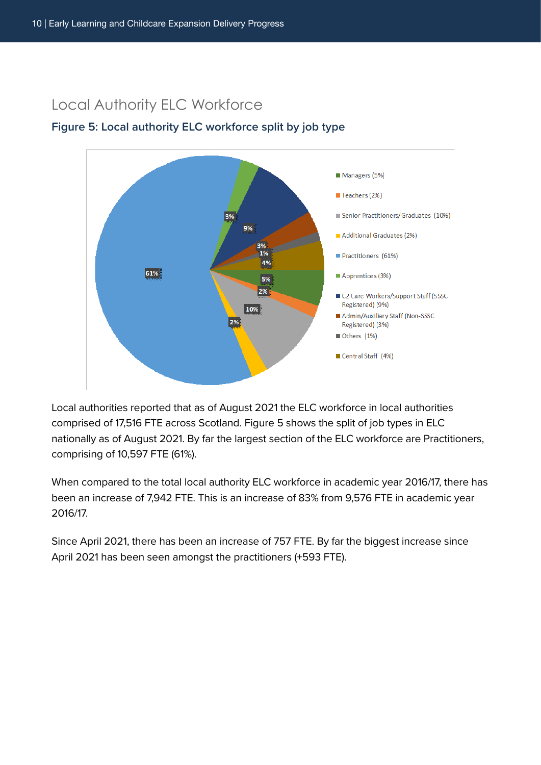## Local Authority ELC Workforce

### Figure 5: Local authority ELC workforce split by job type

Local authorities reported that as of August 2021 the ELC workforce in local authorities comprised of 17,516 FTE across Scotland. Figure 5 shows the split of job types in ELC nationally as of August 2021. By far the largest section of the ELC workforce are Practitioners, comprising of 10,597 FTE (61%).

When compared to the total local authority ELC workforce in academic year 2016/17, there has been an increase of 7,942 FTE. This is an increase of 83% from 9,576 FTE in academic year 2016/17.

Since April 2021, there has been an increase of 757 FTE. By far the biggest increase since April 2021 has been seen amongst the practitioners (+593 FTE).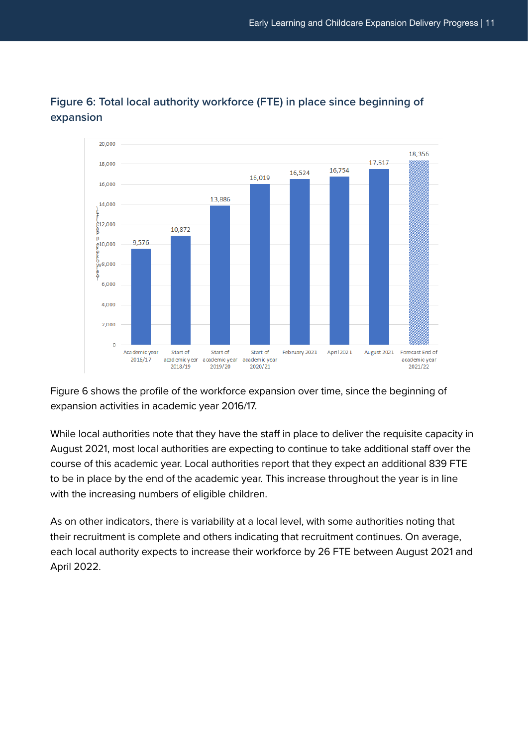## Figure 6: Total local authority workforce (FTE) in place since beginning of expansion

| Period | Total local authority workforce (FTE) |
|---|---|
| Academic year 2016/17 | 9,576 |
| Start of academic year 2018/19 | 10,872 |
| Start of academic year 2019/20 | 13,886 |
| Start of academic year 2020/21 | 16,019 |
| February 2021 | 16,524 |
| April 2021 | 16,754 |
| August 2021 | 17,517 |
| Forecast End of academic year 2021/22 | 18,356 |

Figure 6 shows the profile of the workforce expansion over time, since the beginning of expansion activities in academic year 2016/17.

While local authorities note that they have the staff in place to deliver the requisite capacity in August 2021, most local authorities are expecting to continue to take additional staff over the course of this academic year. Local authorities report that they expect an additional 839 FTE to be in place by the end of the academic year. This increase throughout the year is in line with the increasing numbers of eligible children.

As on other indicators, there is variability at a local level, with some authorities noting that their recruitment is complete and others indicating that recruitment continues. On average, each local authority expects to increase their workforce by 26 FTE between August 2021 and April 2022.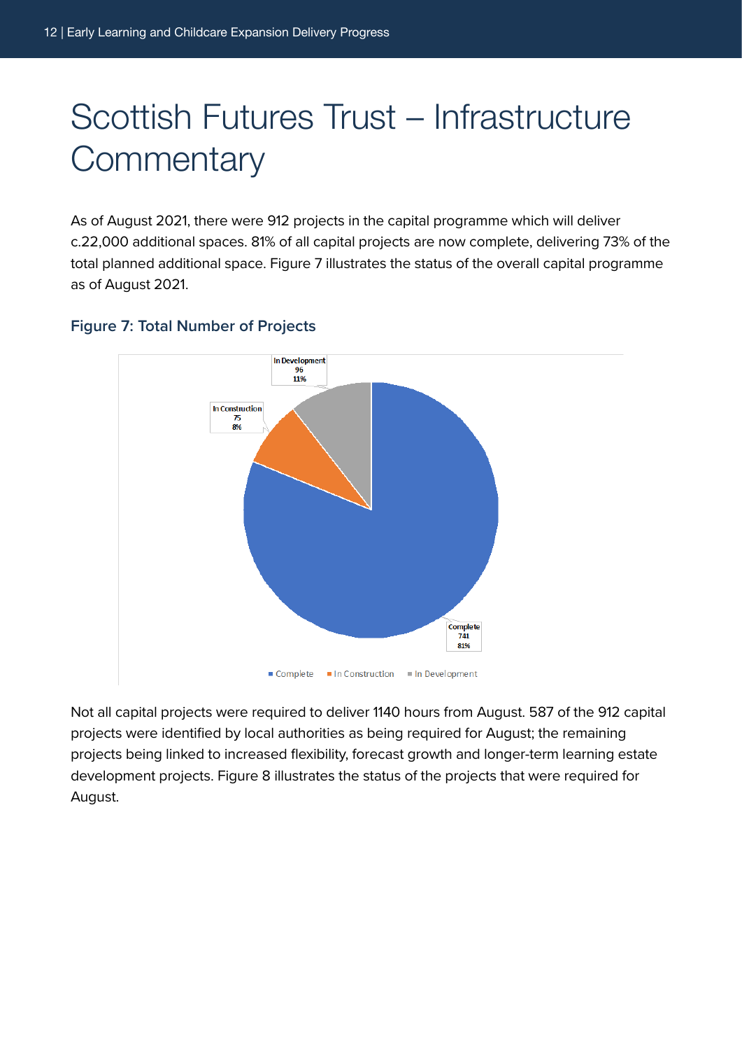# Scottish Futures Trust – Infrastructure Commentary

As of August 2021, there were 912 projects in the capital programme which will deliver c.22,000 additional spaces. 81% of all capital projects are now complete, delivering 73% of the total planned additional space. Figure 7 illustrates the status of the overall capital programme as of August 2021.

**Figure 7: Total Number of Projects**

| Status | Number | % |
|---|---|---|
| Complete | 741 | 81% |
| In Construction | 75 | 8% |
| In Development | 96 | 11% |

Not all capital projects were required to deliver 1140 hours from August. 587 of the 912 capital projects were identified by local authorities as being required for August; the remaining projects being linked to increased flexibility, forecast growth and longer-term learning estate development projects. Figure 8 illustrates the status of the projects that were required for August.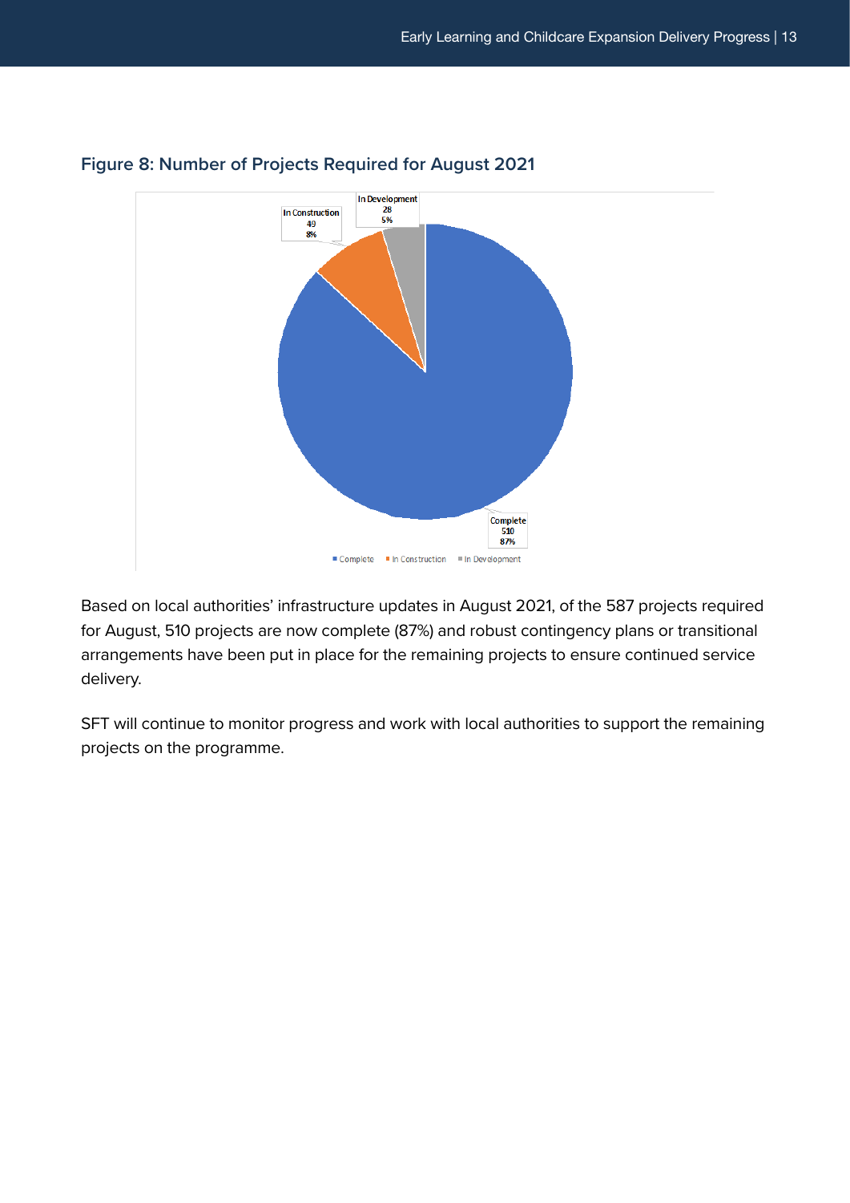## Figure 8: Number of Projects Required for August 2021

In Development
28
5%

In Construction
49
8%

Complete
510
87%

Complete | In Construction | In Development

Based on local authorities' infrastructure updates in August 2021, of the 587 projects required for August, 510 projects are now complete (87%) and robust contingency plans or transitional arrangements have been put in place for the remaining projects to ensure continued service delivery.

SFT will continue to monitor progress and work with local authorities to support the remaining projects on the programme.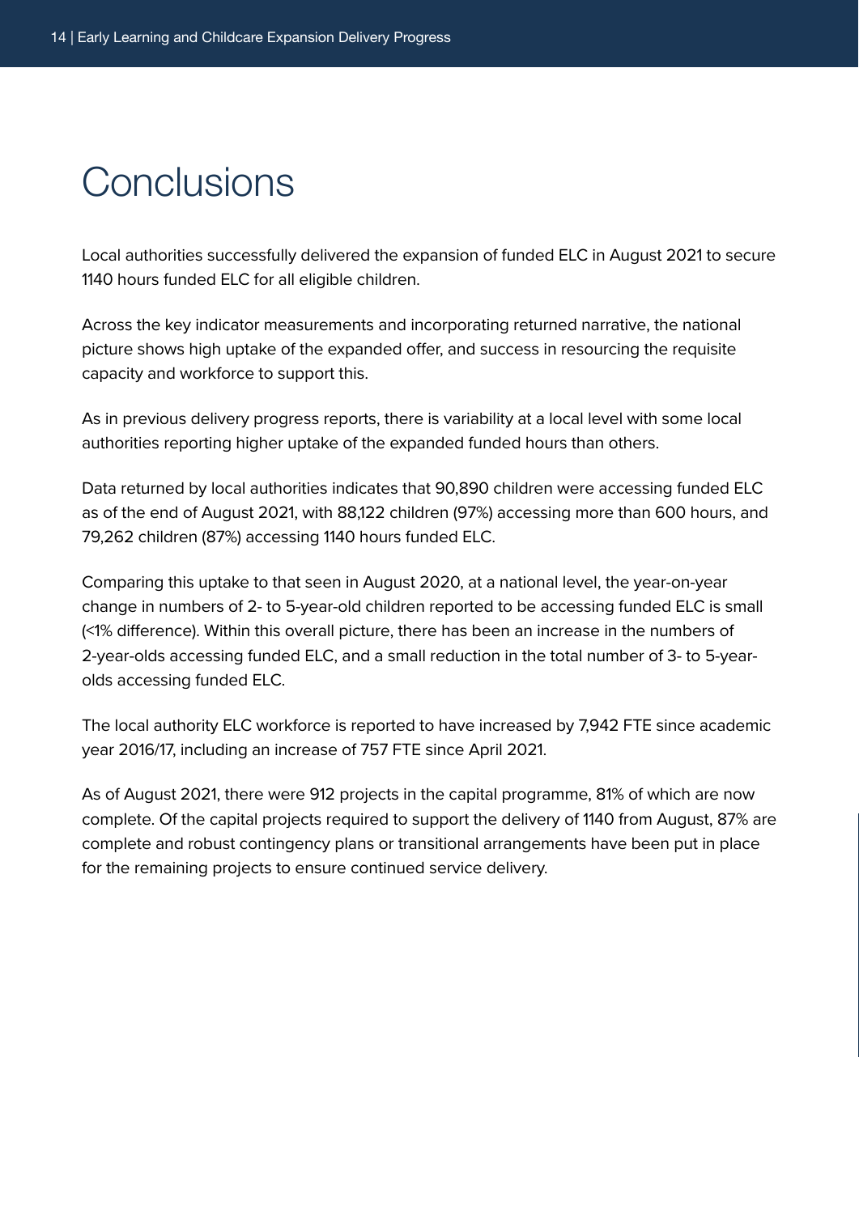# Conclusions

Local authorities successfully delivered the expansion of funded ELC in August 2021 to secure 1140 hours funded ELC for all eligible children.

Across the key indicator measurements and incorporating returned narrative, the national picture shows high uptake of the expanded offer, and success in resourcing the requisite capacity and workforce to support this.

As in previous delivery progress reports, there is variability at a local level with some local authorities reporting higher uptake of the expanded funded hours than others.

Data returned by local authorities indicates that 90,890 children were accessing funded ELC as of the end of August 2021, with 88,122 children (97%) accessing more than 600 hours, and 79,262 children (87%) accessing 1140 hours funded ELC.

Comparing this uptake to that seen in August 2020, at a national level, the year-on-year change in numbers of 2- to 5-year-old children reported to be accessing funded ELC is small (<1% difference). Within this overall picture, there has been an increase in the numbers of 2-year-olds accessing funded ELC, and a small reduction in the total number of 3- to 5-year-olds accessing funded ELC.

The local authority ELC workforce is reported to have increased by 7,942 FTE since academic year 2016/17, including an increase of 757 FTE since April 2021.

As of August 2021, there were 912 projects in the capital programme, 81% of which are now complete. Of the capital projects required to support the delivery of 1140 from August, 87% are complete and robust contingency plans or transitional arrangements have been put in place for the remaining projects to ensure continued service delivery.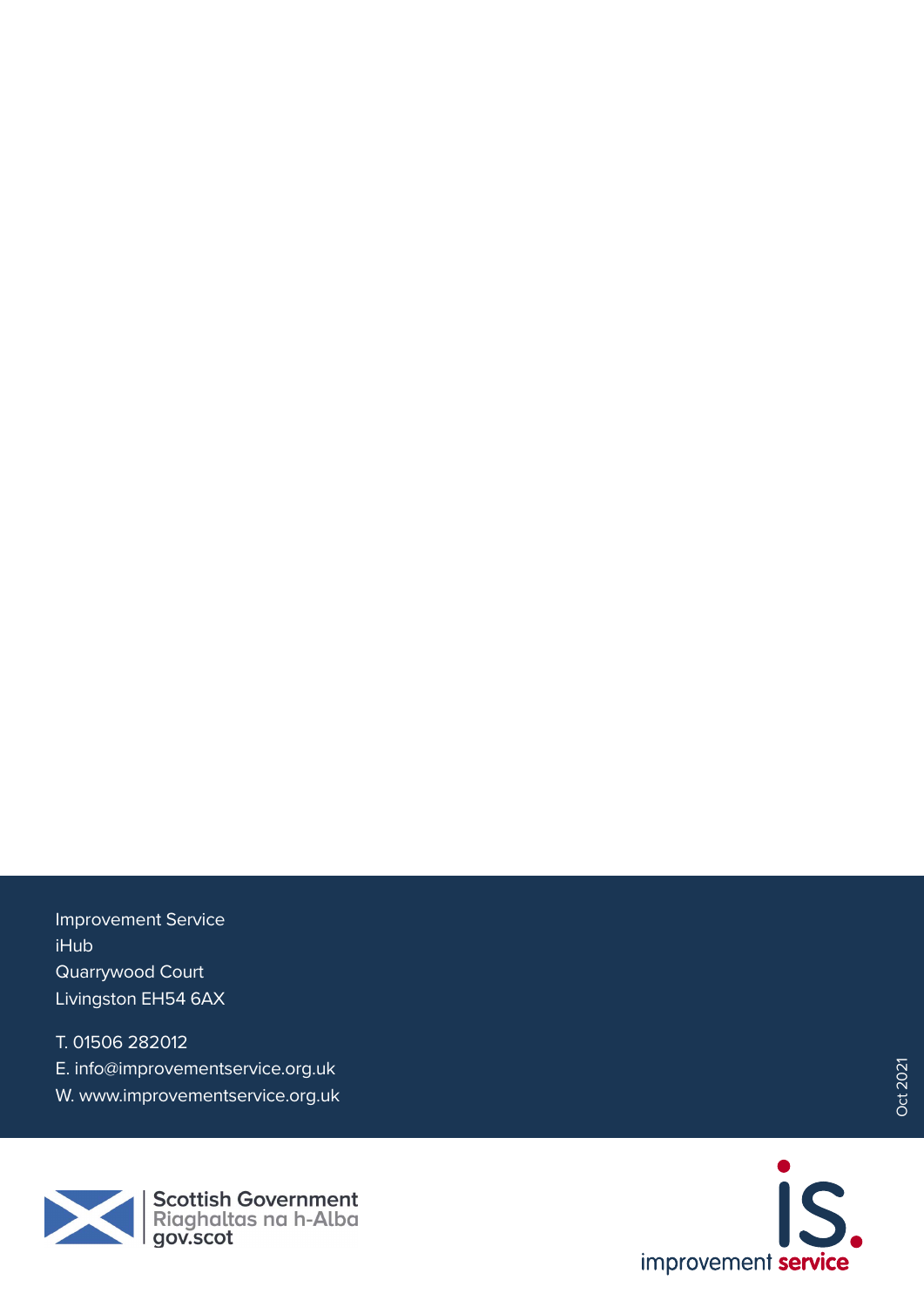Improvement Service
iHub
Quarrywood Court
Livingston EH54 6AX

T. 01506 282012
E. info@improvementservice.org.uk
W. www.improvementservice.org.uk

Oct 2021

Scottish Government
Riaghaltas na h-Alba
gov.scot

improvement service